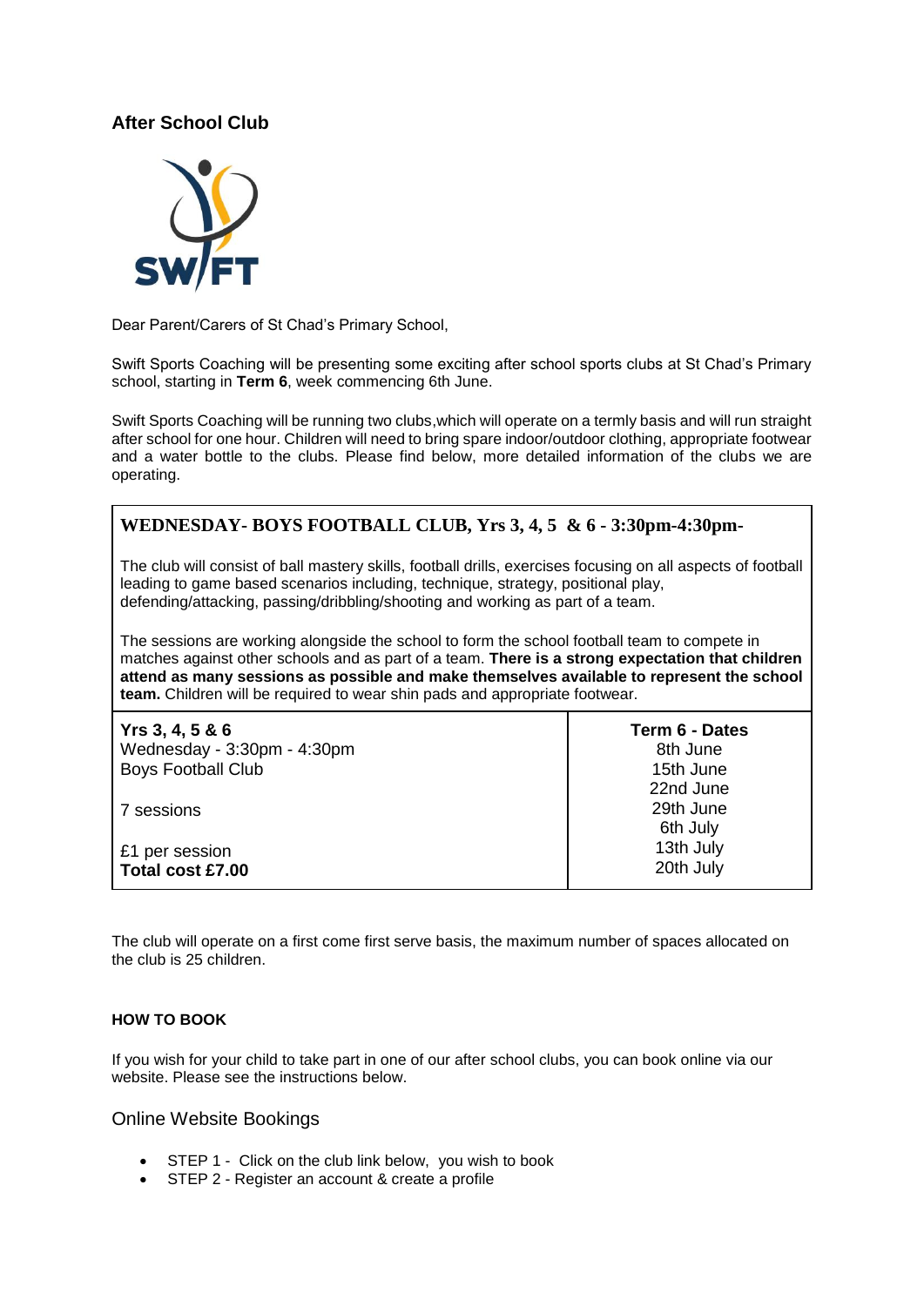## After School Club

Dear Parent/Carers of St Chad's Primary School,

Swift Sports Coaching will be presenting some exciting after school sports clubs at St Chad's Primary school, starting in **Term 6**, week commencing 6th June.

Swift Sports Coaching will be running two clubs,which will operate on a termly basis and will run straight after school for one hour. Children will need to bring spare indoor/outdoor clothing, appropriate footwear and a water bottle to the clubs. Please find below, more detailed information of the clubs we are operating.

### WEDNESDAY- BOYS FOOTBALL CLUB, Yrs 3, 4, 5 & 6 - 3:30pm-4:30pm-

The club will consist of ball mastery skills, football drills, exercises focusing on all aspects of football leading to game based scenarios including, technique, strategy, positional play, defending/attacking, passing/dribbling/shooting and working as part of a team.

The sessions are working alongside the school to form the school football team to compete in matches against other schools and as part of a team. **There is a strong expectation that children attend as many sessions as possible and make themselves available to represent the school team.** Children will be required to wear shin pads and appropriate footwear.

| **Yrs 3, 4, 5 & 6** | **Term 6 - Dates** |
|---|---|
| Wednesday - 3:30pm - 4:30pm | 8th June |
| Boys Football Club | 15th June |
| | 22nd June |
| 7 sessions | 29th June |
| | 6th July |
| £1 per session | 13th July |
| **Total cost £7.00** | 20th July |

The club will operate on a first come first serve basis, the maximum number of spaces allocated on the club is 25 children.

#### HOW TO BOOK

If you wish for your child to take part in one of our after school clubs, you can book online via our website. Please see the instructions below.

### Online Website Bookings

- STEP 1 - Click on the club link below, you wish to book
- STEP 2 - Register an account & create a profile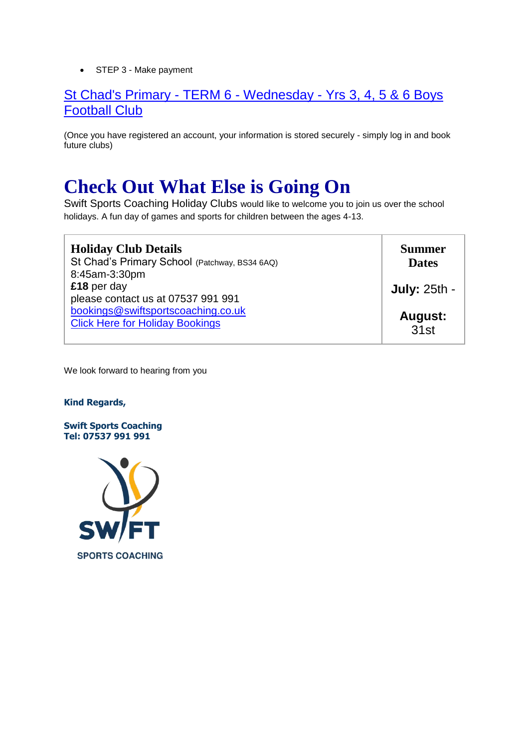- STEP 3 - Make payment

St Chad's Primary - TERM 6 - Wednesday - Yrs 3, 4, 5 & 6 Boys Football Club

(Once you have registered an account, your information is stored securely - simply log in and book future clubs)

# Check Out What Else is Going On

Swift Sports Coaching Holiday Clubs would like to welcome you to join us over the school holidays. A fun day of games and sports for children between the ages 4-13.

| | |
|---|---|
| **Holiday Club Details**<br>St Chad's Primary School (Patchway, BS34 6AQ)<br>8:45am-3:30pm<br>**£18** per day<br>please contact us at 07537 991 991<br>bookings@swiftsportscoaching.co.uk<br>Click Here for Holiday Bookings | **Summer Dates**<br>**July:** 25th -<br>**August:** 31st |

We look forward to hearing from you

**Kind Regards,**

**Swift Sports Coaching**
**Tel: 07537 991 991**

SWIFT SPORTS COACHING